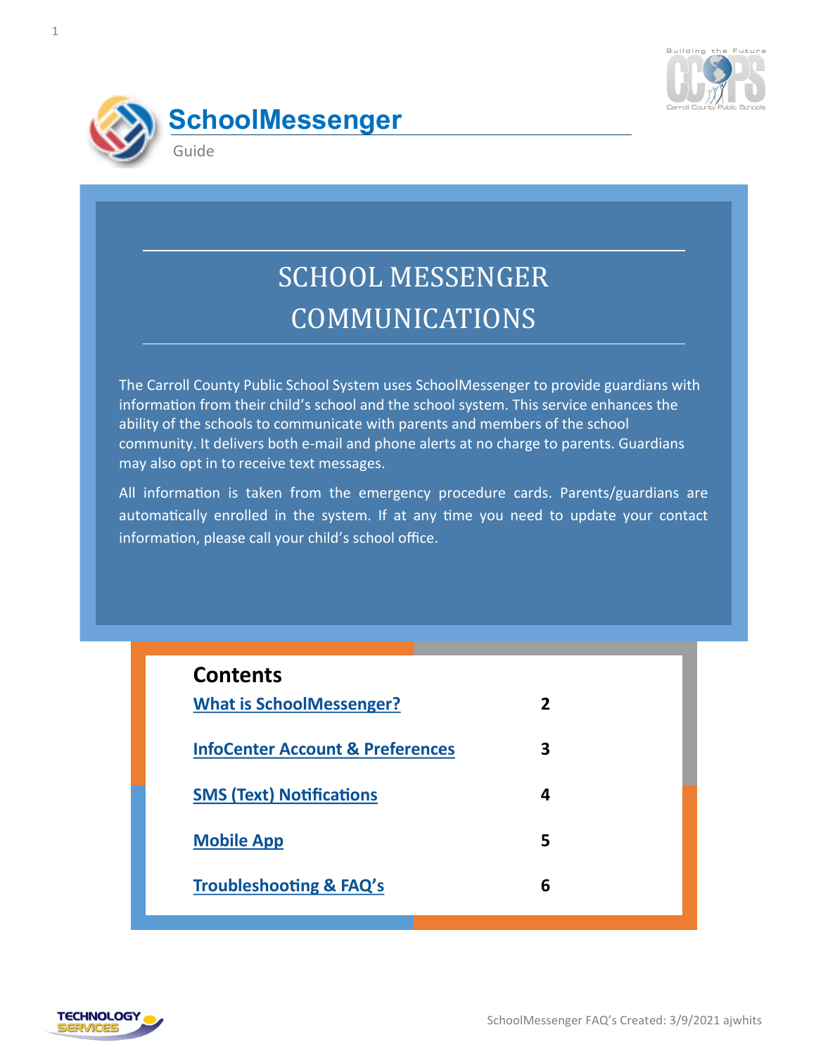# SchoolMessenger

Guide

## SCHOOL MESSENGER COMMUNICATIONS

The Carroll County Public School System uses SchoolMessenger to provide guardians with information from their child's school and the school system. This service enhances the ability of the schools to communicate with parents and members of the school community. It delivers both e-mail and phone alerts at no charge to parents. Guardians may also opt in to receive text messages.

All information is taken from the emergency procedure cards. Parents/guardians are automatically enrolled in the system. If at any time you need to update your contact information, please call your child's school office.

## Contents

| | |
|---|---|
| What is SchoolMessenger? | 2 |
| InfoCenter Account & Preferences | 3 |
| SMS (Text) Notifications | 4 |
| Mobile App | 5 |
| Troubleshooting & FAQ's | 6 |

SchoolMessenger FAQ's Created: 3/9/2021 ajwhits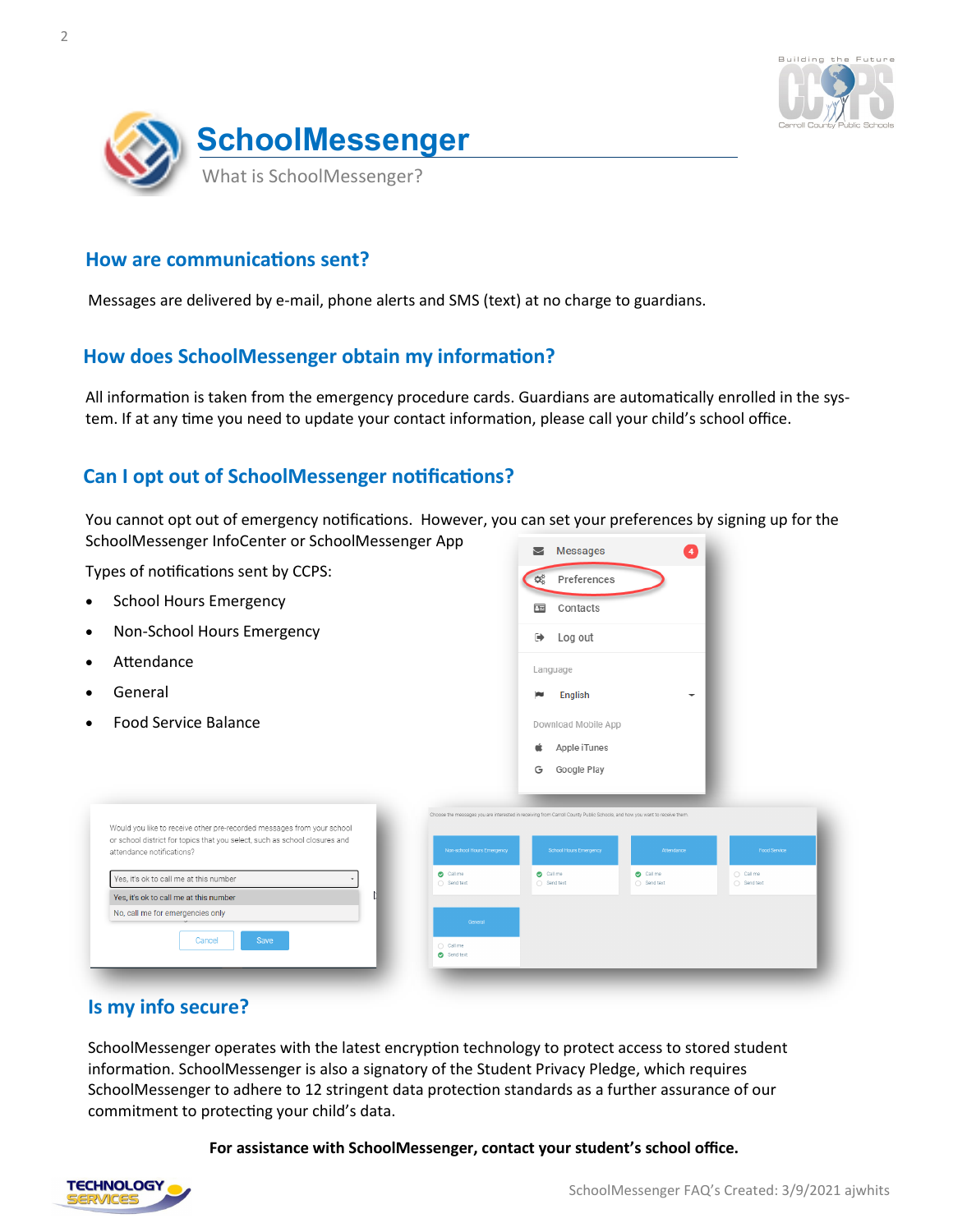# SchoolMessenger

What is SchoolMessenger?

## How are communications sent?

Messages are delivered by e-mail, phone alerts and SMS (text) at no charge to guardians.

## How does SchoolMessenger obtain my information?

All information is taken from the emergency procedure cards. Guardians are automatically enrolled in the system. If at any time you need to update your contact information, please call your child's school office.

## Can I opt out of SchoolMessenger notifications?

You cannot opt out of emergency notifications. However, you can set your preferences by signing up for the SchoolMessenger InfoCenter or SchoolMessenger App

Types of notifications sent by CCPS:

- School Hours Emergency
- Non-School Hours Emergency
- Attendance
- General
- Food Service Balance

## Is my info secure?

SchoolMessenger operates with the latest encryption technology to protect access to stored student information. SchoolMessenger is also a signatory of the Student Privacy Pledge, which requires SchoolMessenger to adhere to 12 stringent data protection standards as a further assurance of our commitment to protecting your child's data.

**For assistance with SchoolMessenger, contact your student's school office.**

SchoolMessenger FAQ's Created: 3/9/2021 ajwhits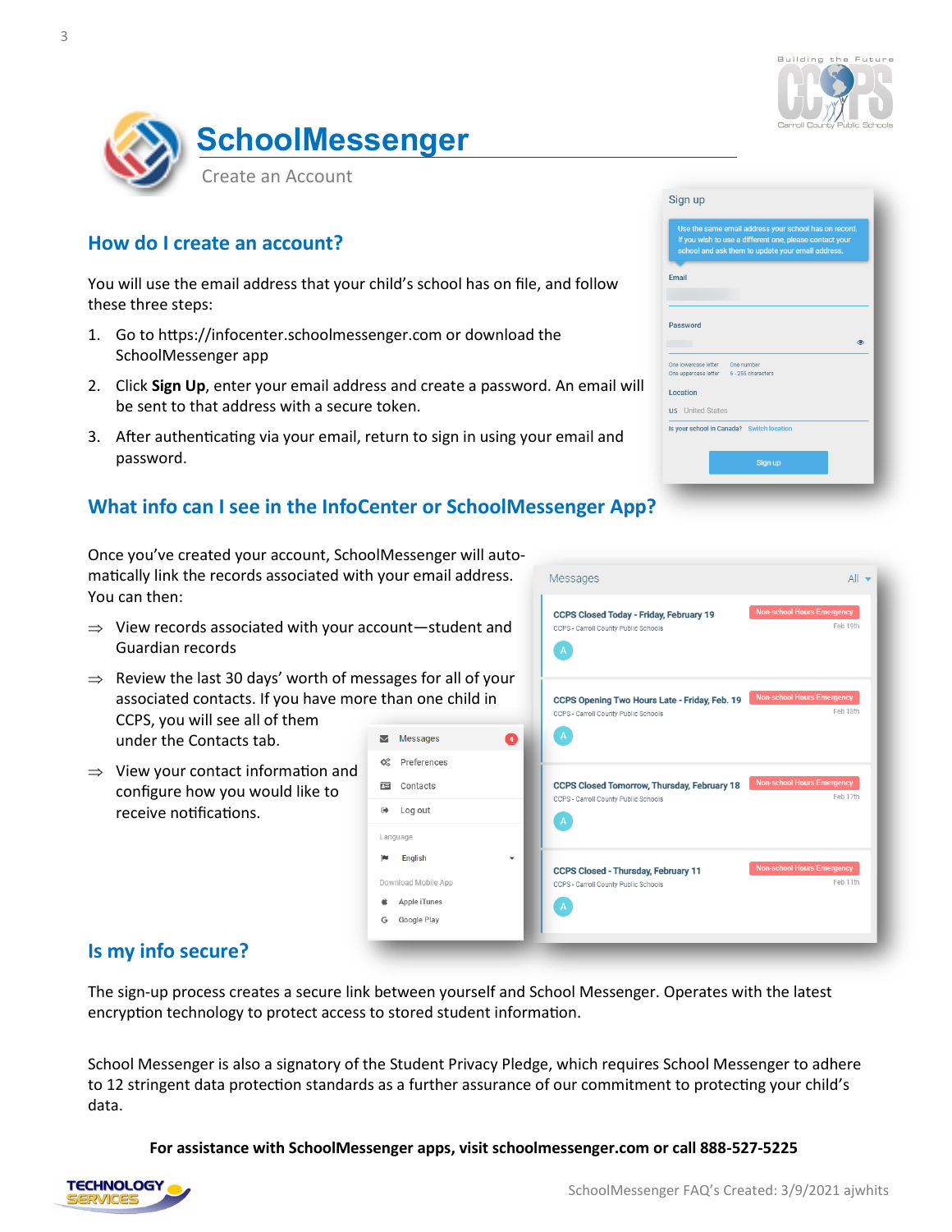# SchoolMessenger

Create an Account

## How do I create an account?

You will use the email address that your child's school has on file, and follow these three steps:

1. Go to https://infocenter.schoolmessenger.com or download the SchoolMessenger app
2. Click **Sign Up**, enter your email address and create a password. An email will be sent to that address with a secure token.
3. After authenticating via your email, return to sign in using your email and password.

## What info can I see in the InfoCenter or SchoolMessenger App?

Once you've created your account, SchoolMessenger will automatically link the records associated with your email address. You can then:

⇒ View records associated with your account—student and Guardian records

⇒ Review the last 30 days' worth of messages for all of your associated contacts. If you have more than one child in CCPS, you will see all of them under the Contacts tab.

⇒ View your contact information and configure how you would like to receive notifications.

## Is my info secure?

The sign-up process creates a secure link between yourself and School Messenger. Operates with the latest encryption technology to protect access to stored student information.

School Messenger is also a signatory of the Student Privacy Pledge, which requires School Messenger to adhere to 12 stringent data protection standards as a further assurance of our commitment to protecting your child's data.

**For assistance with SchoolMessenger apps, visit schoolmessenger.com or call 888-527-5225**

SchoolMessenger FAQ's Created: 3/9/2021 ajwhits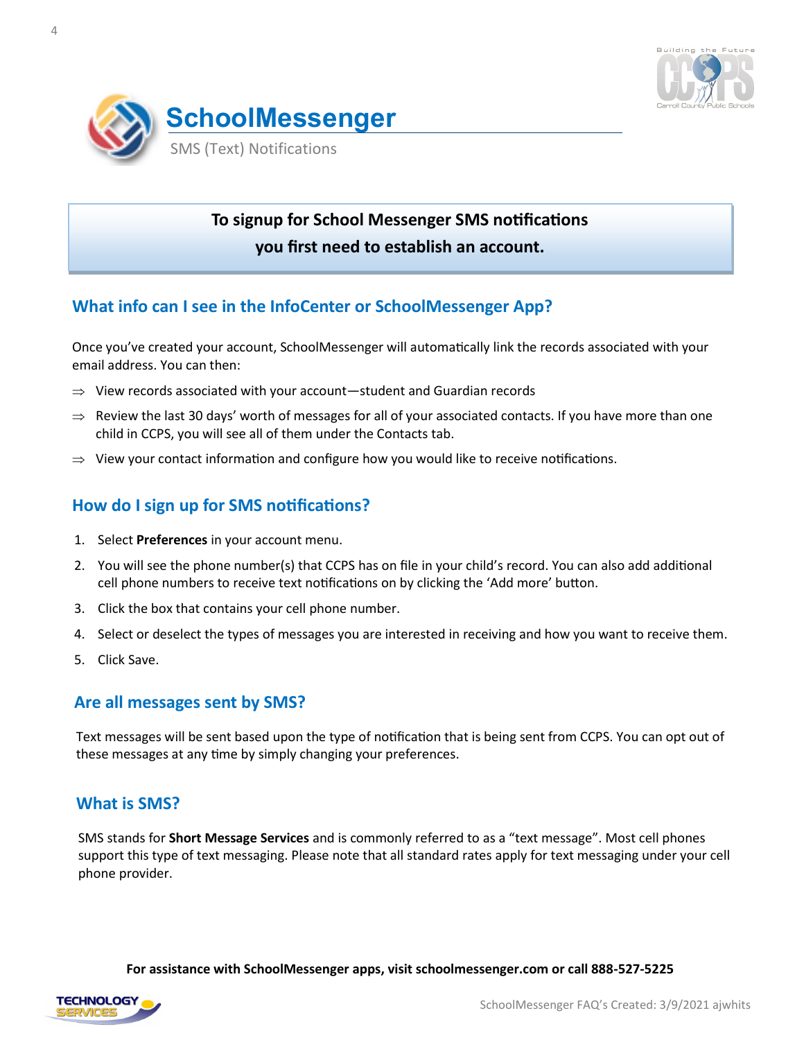# SchoolMessenger

SMS (Text) Notifications

**To signup for School Messenger SMS notifications you first need to establish an account.**

## What info can I see in the InfoCenter or SchoolMessenger App?

Once you've created your account, SchoolMessenger will automatically link the records associated with your email address. You can then:

- ⇒ View records associated with your account—student and Guardian records
- ⇒ Review the last 30 days' worth of messages for all of your associated contacts. If you have more than one child in CCPS, you will see all of them under the Contacts tab.
- ⇒ View your contact information and configure how you would like to receive notifications.

## How do I sign up for SMS notifications?

1. Select **Preferences** in your account menu.
2. You will see the phone number(s) that CCPS has on file in your child's record. You can also add additional cell phone numbers to receive text notifications on by clicking the 'Add more' button.
3. Click the box that contains your cell phone number.
4. Select or deselect the types of messages you are interested in receiving and how you want to receive them.
5. Click Save.

## Are all messages sent by SMS?

Text messages will be sent based upon the type of notification that is being sent from CCPS. You can opt out of these messages at any time by simply changing your preferences.

## What is SMS?

SMS stands for **Short Message Services** and is commonly referred to as a "text message". Most cell phones support this type of text messaging. Please note that all standard rates apply for text messaging under your cell phone provider.

**For assistance with SchoolMessenger apps, visit schoolmessenger.com or call 888-527-5225**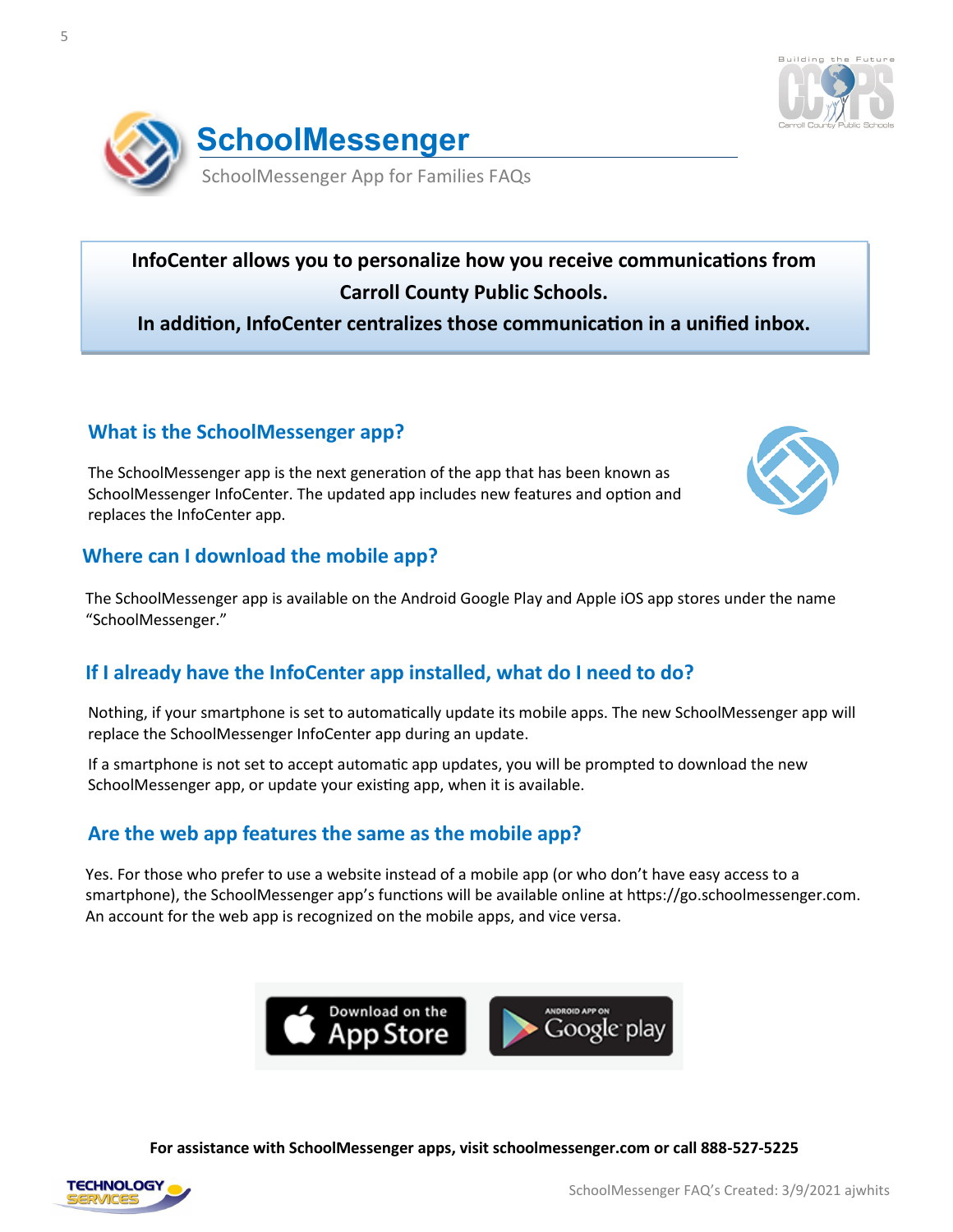# SchoolMessenger

SchoolMessenger App for Families FAQs

**InfoCenter allows you to personalize how you receive communications from Carroll County Public Schools.**
**In addition, InfoCenter centralizes those communication in a unified inbox.**

## What is the SchoolMessenger app?

The SchoolMessenger app is the next generation of the app that has been known as SchoolMessenger InfoCenter. The updated app includes new features and option and replaces the InfoCenter app.

## Where can I download the mobile app?

The SchoolMessenger app is available on the Android Google Play and Apple iOS app stores under the name "SchoolMessenger."

## If I already have the InfoCenter app installed, what do I need to do?

Nothing, if your smartphone is set to automatically update its mobile apps. The new SchoolMessenger app will replace the SchoolMessenger InfoCenter app during an update.

If a smartphone is not set to accept automatic app updates, you will be prompted to download the new SchoolMessenger app, or update your existing app, when it is available.

## Are the web app features the same as the mobile app?

Yes. For those who prefer to use a website instead of a mobile app (or who don't have easy access to a smartphone), the SchoolMessenger app's functions will be available online at https://go.schoolmessenger.com. An account for the web app is recognized on the mobile apps, and vice versa.

**For assistance with SchoolMessenger apps, visit schoolmessenger.com or call 888-527-5225**

SchoolMessenger FAQ's Created: 3/9/2021 ajwhits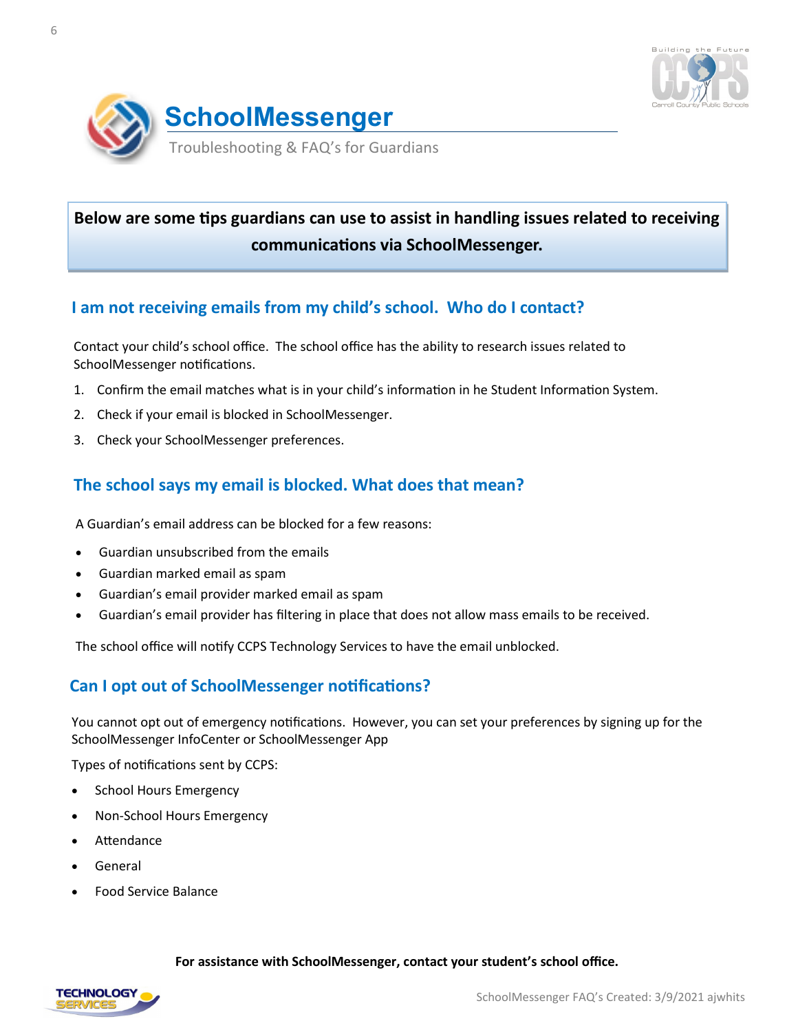# SchoolMessenger

Troubleshooting & FAQ's for Guardians

**Below are some tips guardians can use to assist in handling issues related to receiving communications via SchoolMessenger.**

## I am not receiving emails from my child's school. Who do I contact?

Contact your child's school office. The school office has the ability to research issues related to SchoolMessenger notifications.

1. Confirm the email matches what is in your child's information in he Student Information System.
2. Check if your email is blocked in SchoolMessenger.
3. Check your SchoolMessenger preferences.

## The school says my email is blocked. What does that mean?

A Guardian's email address can be blocked for a few reasons:

- Guardian unsubscribed from the emails
- Guardian marked email as spam
- Guardian's email provider marked email as spam
- Guardian's email provider has filtering in place that does not allow mass emails to be received.

The school office will notify CCPS Technology Services to have the email unblocked.

## Can I opt out of SchoolMessenger notifications?

You cannot opt out of emergency notifications. However, you can set your preferences by signing up for the SchoolMessenger InfoCenter or SchoolMessenger App

Types of notifications sent by CCPS:

- School Hours Emergency
- Non-School Hours Emergency
- Attendance
- General
- Food Service Balance

**For assistance with SchoolMessenger, contact your student's school office.**

SchoolMessenger FAQ's Created: 3/9/2021 ajwhits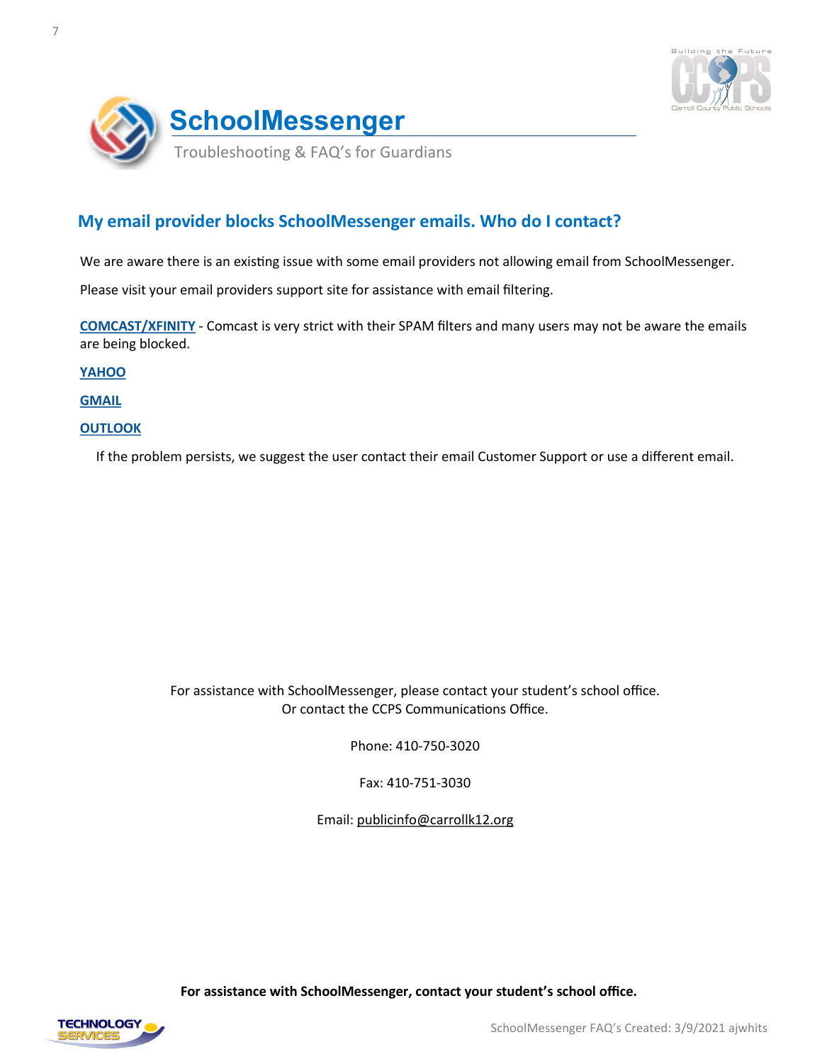# SchoolMessenger

Troubleshooting & FAQ's for Guardians

## My email provider blocks SchoolMessenger emails. Who do I contact?

We are aware there is an existing issue with some email providers not allowing email from SchoolMessenger.

Please visit your email providers support site for assistance with email filtering.

**COMCAST/XFINITY** - Comcast is very strict with their SPAM filters and many users may not be aware the emails are being blocked.

**YAHOO**

**GMAIL**

**OUTLOOK**

If the problem persists, we suggest the user contact their email Customer Support or use a different email.

For assistance with SchoolMessenger, please contact your student's school office.
Or contact the CCPS Communications Office.

Phone: 410-750-3020

Fax: 410-751-3030

Email: publicinfo@carrollk12.org

**For assistance with SchoolMessenger, contact your student's school office.**

SchoolMessenger FAQ's Created: 3/9/2021 ajwhits